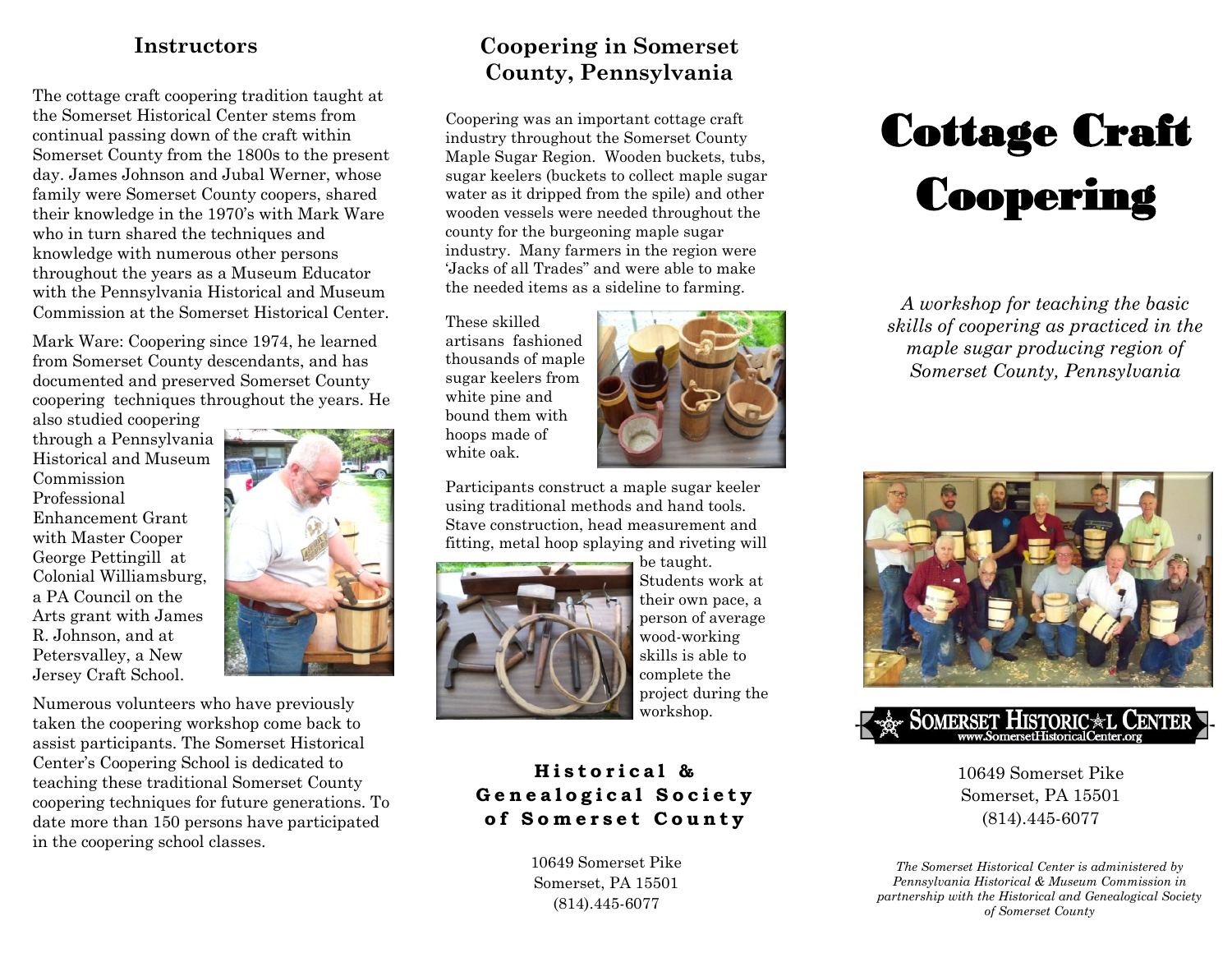## Instructors

The cottage craft coopering tradition taught at the Somerset Historical Center stems from continual passing down of the craft within Somerset County from the 1800s to the present day. James Johnson and Jubal Werner, whose family were Somerset County coopers, shared their knowledge in the 1970's with Mark Ware who in turn shared the techniques and knowledge with numerous other persons throughout the years as a Museum Educator with the Pennsylvania Historical and Museum Commission at the Somerset Historical Center.

Mark Ware: Coopering since 1974, he learned from Somerset County descendants, and has documented and preserved Somerset County coopering techniques throughout the years. He also studied coopering through a Pennsylvania Historical and Museum Commission Professional Enhancement Grant with Master Cooper George Pettingill at Colonial Williamsburg, a PA Council on the Arts grant with James R. Johnson, and at Petersvalley, a New Jersey Craft School.

Numerous volunteers who have previously taken the coopering workshop come back to assist participants. The Somerset Historical Center's Coopering School is dedicated to teaching these traditional Somerset County coopering techniques for future generations. To date more than 150 persons have participated in the coopering school classes.

## Coopering in Somerset County, Pennsylvania

Coopering was an important cottage craft industry throughout the Somerset County Maple Sugar Region. Wooden buckets, tubs, sugar keelers (buckets to collect maple sugar water as it dripped from the spile) and other wooden vessels were needed throughout the county for the burgeoning maple sugar industry. Many farmers in the region were 'Jacks of all Trades" and were able to make the needed items as a sideline to farming.

These skilled artisans fashioned thousands of maple sugar keelers from white pine and bound them with hoops made of white oak.

Participants construct a maple sugar keeler using traditional methods and hand tools. Stave construction, head measurement and fitting, metal hoop splaying and riveting will be taught. Students work at their own pace, a person of average wood-working skills is able to complete the project during the workshop.

**Historical & Genealogical Society of Somerset County**

10649 Somerset Pike
Somerset, PA 15501
(814).445-6077

# Cottage Craft Coopering

*A workshop for teaching the basic skills of coopering as practiced in the maple sugar producing region of Somerset County, Pennsylvania*

SOMERSET HISTORICAL CENTER
www.SomersetHistoricalCenter.org

10649 Somerset Pike
Somerset, PA 15501
(814).445-6077

*The Somerset Historical Center is administered by Pennsylvania Historical & Museum Commission in partnership with the Historical and Genealogical Society of Somerset County*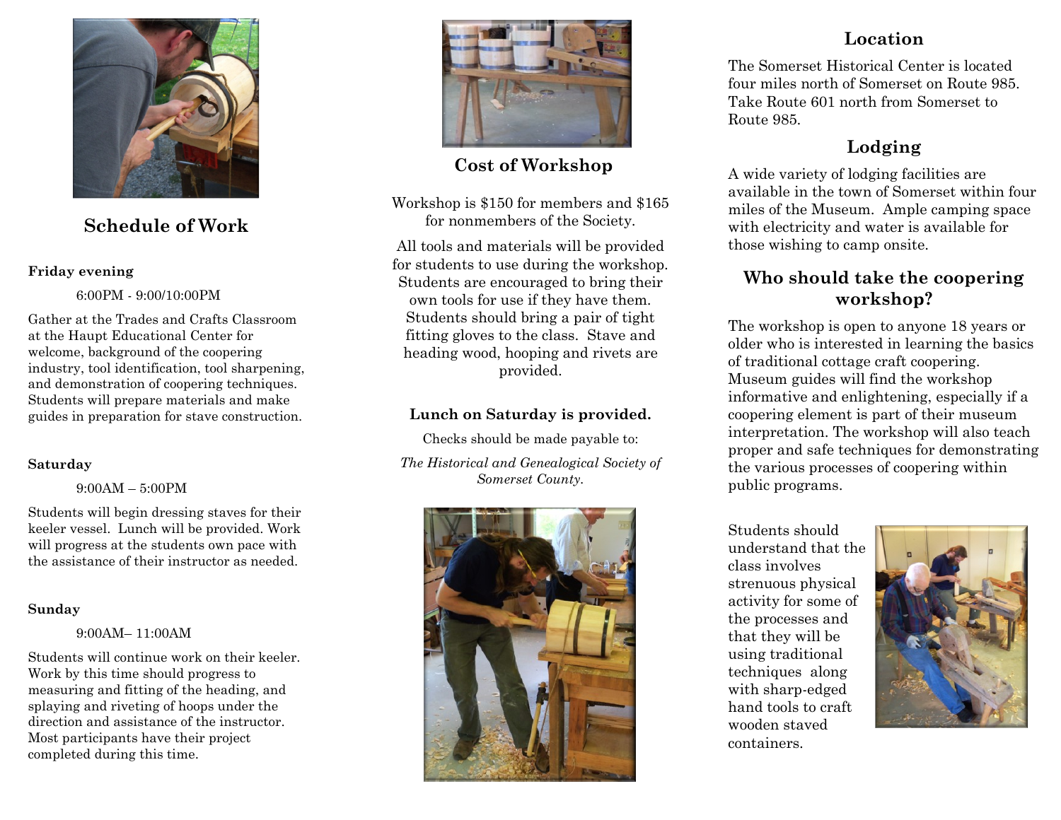## Schedule of Work

**Friday evening**

6:00PM - 9:00/10:00PM

Gather at the Trades and Crafts Classroom at the Haupt Educational Center for welcome, background of the coopering industry, tool identification, tool sharpening, and demonstration of coopering techniques. Students will prepare materials and make guides in preparation for stave construction.

**Saturday**

9:00AM – 5:00PM

Students will begin dressing staves for their keeler vessel. Lunch will be provided. Work will progress at the students own pace with the assistance of their instructor as needed.

**Sunday**

9:00AM– 11:00AM

Students will continue work on their keeler. Work by this time should progress to measuring and fitting of the heading, and splaying and riveting of hoops under the direction and assistance of the instructor. Most participants have their project completed during this time.

## Cost of Workshop

Workshop is $150 for members and $165 for nonmembers of the Society.

All tools and materials will be provided for students to use during the workshop. Students are encouraged to bring their own tools for use if they have them. Students should bring a pair of tight fitting gloves to the class. Stave and heading wood, hooping and rivets are provided.

**Lunch on Saturday is provided.**

Checks should be made payable to:

*The Historical and Genealogical Society of Somerset County.*

## Location

The Somerset Historical Center is located four miles north of Somerset on Route 985. Take Route 601 north from Somerset to Route 985.

## Lodging

A wide variety of lodging facilities are available in the town of Somerset within four miles of the Museum. Ample camping space with electricity and water is available for those wishing to camp onsite.

## Who should take the coopering workshop?

The workshop is open to anyone 18 years or older who is interested in learning the basics of traditional cottage craft coopering. Museum guides will find the workshop informative and enlightening, especially if a coopering element is part of their museum interpretation. The workshop will also teach proper and safe techniques for demonstrating the various processes of coopering within public programs.

Students should understand that the class involves strenuous physical activity for some of the processes and that they will be using traditional techniques along with sharp-edged hand tools to craft wooden staved containers.